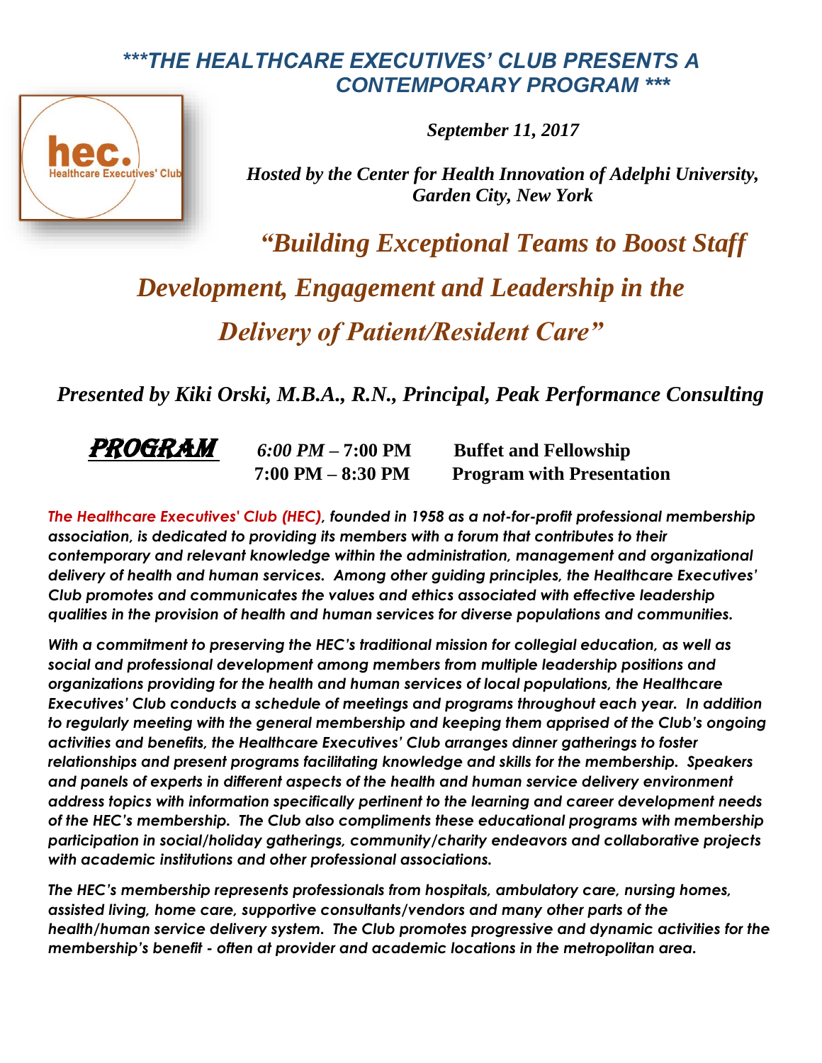## ***THE HEALTHCARE EXECUTIVES' CLUB PRESENTS A CONTEMPORARY PROGRAM ***

hec. Healthcare Executives' Club

***September 11, 2017***

***Hosted by the Center for Health Innovation of Adelphi University, Garden City, New York***

# *"Building Exceptional Teams to Boost Staff Development, Engagement and Leadership in the Delivery of Patient/Resident Care"*

***Presented by Kiki Orski, M.B.A., R.N., Principal, Peak Performance Consulting***

**PROGRAM**

| | |
|---|---|
| ***6:00 PM* – 7:00 PM** | **Buffet and Fellowship** |
| **7:00 PM – 8:30 PM** | **Program with Presentation** |

***The Healthcare Executives' Club (HEC), founded in 1958 as a not-for-profit professional membership association, is dedicated to providing its members with a forum that contributes to their contemporary and relevant knowledge within the administration, management and organizational delivery of health and human services. Among other guiding principles, the Healthcare Executives' Club promotes and communicates the values and ethics associated with effective leadership qualities in the provision of health and human services for diverse populations and communities.***

***With a commitment to preserving the HEC's traditional mission for collegial education, as well as social and professional development among members from multiple leadership positions and organizations providing for the health and human services of local populations, the Healthcare Executives' Club conducts a schedule of meetings and programs throughout each year. In addition to regularly meeting with the general membership and keeping them apprised of the Club's ongoing activities and benefits, the Healthcare Executives' Club arranges dinner gatherings to foster relationships and present programs facilitating knowledge and skills for the membership. Speakers and panels of experts in different aspects of the health and human service delivery environment address topics with information specifically pertinent to the learning and career development needs of the HEC's membership. The Club also compliments these educational programs with membership participation in social/holiday gatherings, community/charity endeavors and collaborative projects with academic institutions and other professional associations.***

***The HEC's membership represents professionals from hospitals, ambulatory care, nursing homes, assisted living, home care, supportive consultants/vendors and many other parts of the health/human service delivery system. The Club promotes progressive and dynamic activities for the membership's benefit - often at provider and academic locations in the metropolitan area.***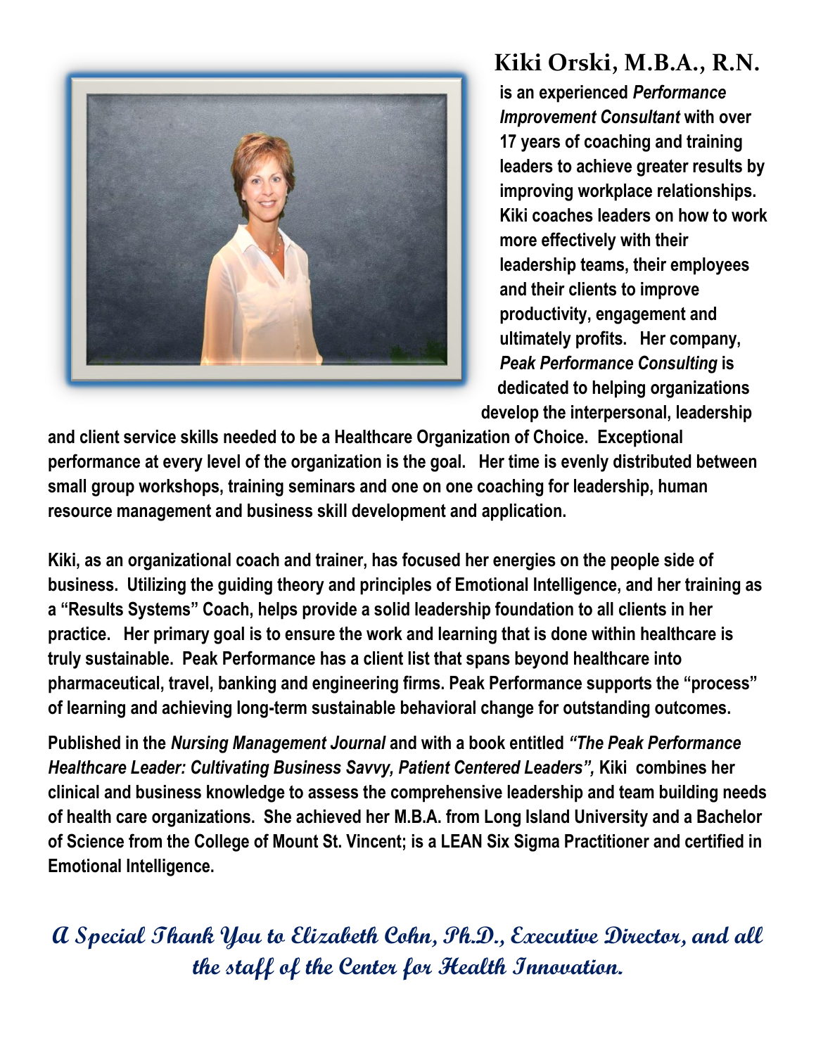## Kiki Orski, M.B.A., R.N.

**is an experienced *Performance Improvement Consultant* with over 17 years of coaching and training leaders to achieve greater results by improving workplace relationships. Kiki coaches leaders on how to work more effectively with their leadership teams, their employees and their clients to improve productivity, engagement and ultimately profits. Her company, *Peak Performance Consulting* is dedicated to helping organizations develop the interpersonal, leadership and client service skills needed to be a Healthcare Organization of Choice. Exceptional performance at every level of the organization is the goal. Her time is evenly distributed between small group workshops, training seminars and one on one coaching for leadership, human resource management and business skill development and application.**

**Kiki, as an organizational coach and trainer, has focused her energies on the people side of business. Utilizing the guiding theory and principles of Emotional Intelligence, and her training as a "Results Systems" Coach, helps provide a solid leadership foundation to all clients in her practice. Her primary goal is to ensure the work and learning that is done within healthcare is truly sustainable. Peak Performance has a client list that spans beyond healthcare into pharmaceutical, travel, banking and engineering firms. Peak Performance supports the "process" of learning and achieving long-term sustainable behavioral change for outstanding outcomes.**

**Published in the *Nursing Management Journal* and with a book entitled *"The Peak Performance Healthcare Leader: Cultivating Business Savvy, Patient Centered Leaders",* Kiki combines her clinical and business knowledge to assess the comprehensive leadership and team building needs of health care organizations. She achieved her M.B.A. from Long Island University and a Bachelor of Science from the College of Mount St. Vincent; is a LEAN Six Sigma Practitioner and certified in Emotional Intelligence.**

***A Special Thank You to Elizabeth Cohn, Ph.D., Executive Director, and all the staff of the Center for Health Innovation.***